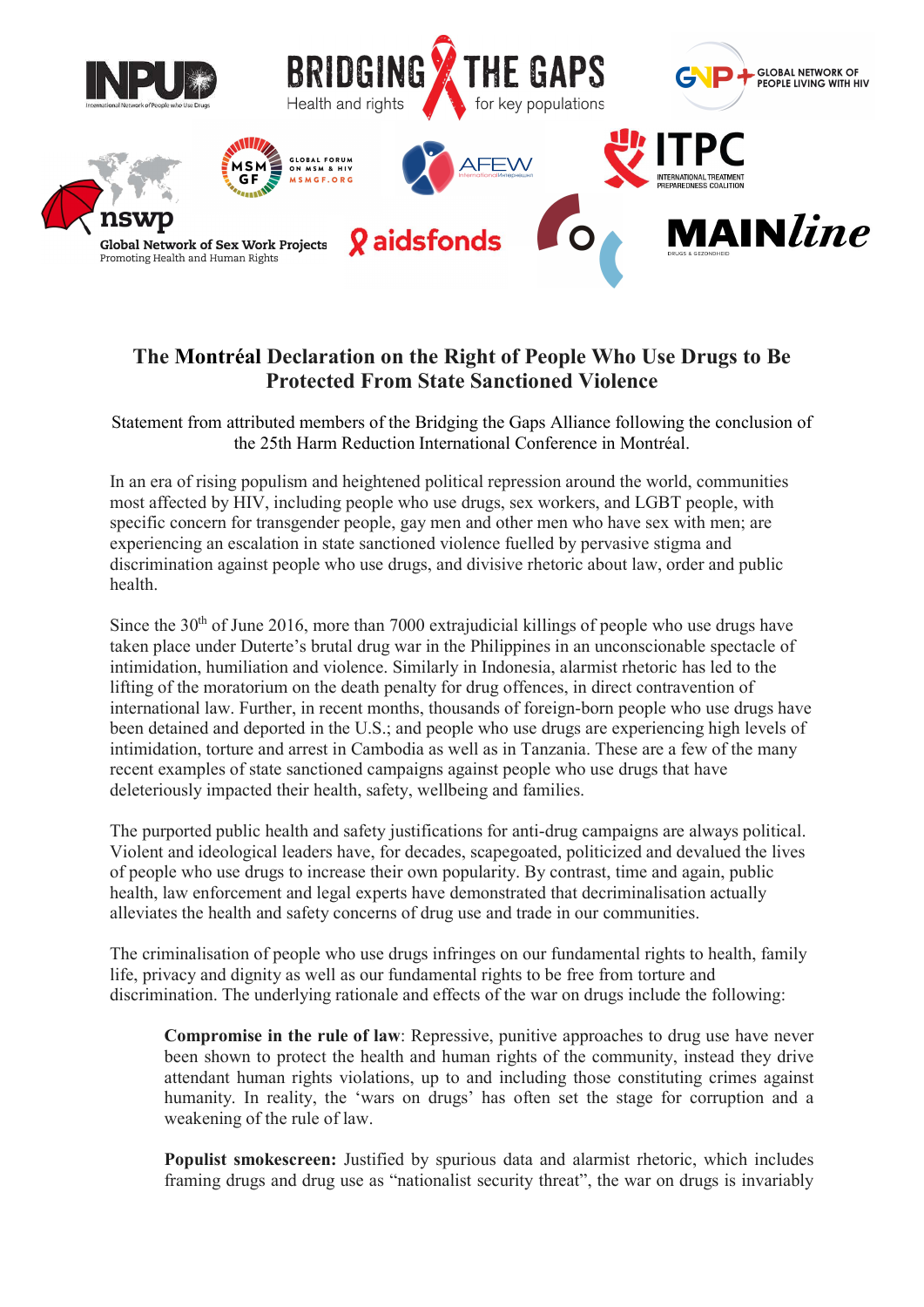# The Montréal Declaration on the Right of People Who Use Drugs to Be Protected From State Sanctioned Violence

Statement from attributed members of the Bridging the Gaps Alliance following the conclusion of the 25th Harm Reduction International Conference in Montréal.

In an era of rising populism and heightened political repression around the world, communities most affected by HIV, including people who use drugs, sex workers, and LGBT people, with specific concern for transgender people, gay men and other men who have sex with men; are experiencing an escalation in state sanctioned violence fuelled by pervasive stigma and discrimination against people who use drugs, and divisive rhetoric about law, order and public health.

Since the 30th of June 2016, more than 7000 extrajudicial killings of people who use drugs have taken place under Duterte's brutal drug war in the Philippines in an unconscionable spectacle of intimidation, humiliation and violence. Similarly in Indonesia, alarmist rhetoric has led to the lifting of the moratorium on the death penalty for drug offences, in direct contravention of international law. Further, in recent months, thousands of foreign-born people who use drugs have been detained and deported in the U.S.; and people who use drugs are experiencing high levels of intimidation, torture and arrest in Cambodia as well as in Tanzania. These are a few of the many recent examples of state sanctioned campaigns against people who use drugs that have deleteriously impacted their health, safety, wellbeing and families.

The purported public health and safety justifications for anti-drug campaigns are always political. Violent and ideological leaders have, for decades, scapegoated, politicized and devalued the lives of people who use drugs to increase their own popularity. By contrast, time and again, public health, law enforcement and legal experts have demonstrated that decriminalisation actually alleviates the health and safety concerns of drug use and trade in our communities.

The criminalisation of people who use drugs infringes on our fundamental rights to health, family life, privacy and dignity as well as our fundamental rights to be free from torture and discrimination. The underlying rationale and effects of the war on drugs include the following:

> **Compromise in the rule of law**: Repressive, punitive approaches to drug use have never been shown to protect the health and human rights of the community, instead they drive attendant human rights violations, up to and including those constituting crimes against humanity. In reality, the 'wars on drugs' has often set the stage for corruption and a weakening of the rule of law.
>
> **Populist smokescreen:** Justified by spurious data and alarmist rhetoric, which includes framing drugs and drug use as "nationalist security threat", the war on drugs is invariably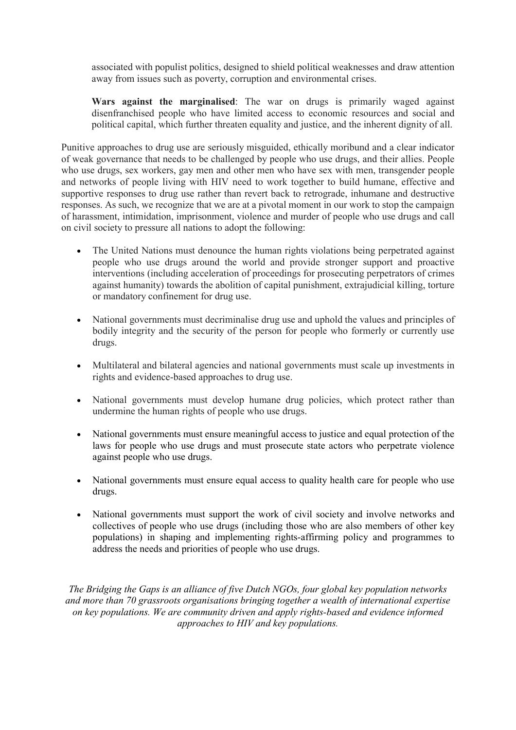associated with populist politics, designed to shield political weaknesses and draw attention away from issues such as poverty, corruption and environmental crises.

**Wars against the marginalised**: The war on drugs is primarily waged against disenfranchised people who have limited access to economic resources and social and political capital, which further threaten equality and justice, and the inherent dignity of all.

Punitive approaches to drug use are seriously misguided, ethically moribund and a clear indicator of weak governance that needs to be challenged by people who use drugs, and their allies. People who use drugs, sex workers, gay men and other men who have sex with men, transgender people and networks of people living with HIV need to work together to build humane, effective and supportive responses to drug use rather than revert back to retrograde, inhumane and destructive responses. As such, we recognize that we are at a pivotal moment in our work to stop the campaign of harassment, intimidation, imprisonment, violence and murder of people who use drugs and call on civil society to pressure all nations to adopt the following:

- The United Nations must denounce the human rights violations being perpetrated against people who use drugs around the world and provide stronger support and proactive interventions (including acceleration of proceedings for prosecuting perpetrators of crimes against humanity) towards the abolition of capital punishment, extrajudicial killing, torture or mandatory confinement for drug use.
- National governments must decriminalise drug use and uphold the values and principles of bodily integrity and the security of the person for people who formerly or currently use drugs.
- Multilateral and bilateral agencies and national governments must scale up investments in rights and evidence-based approaches to drug use.
- National governments must develop humane drug policies, which protect rather than undermine the human rights of people who use drugs.
- National governments must ensure meaningful access to justice and equal protection of the laws for people who use drugs and must prosecute state actors who perpetrate violence against people who use drugs.
- National governments must ensure equal access to quality health care for people who use drugs.
- National governments must support the work of civil society and involve networks and collectives of people who use drugs (including those who are also members of other key populations) in shaping and implementing rights-affirming policy and programmes to address the needs and priorities of people who use drugs.

*The Bridging the Gaps is an alliance of five Dutch NGOs, four global key population networks and more than 70 grassroots organisations bringing together a wealth of international expertise on key populations. We are community driven and apply rights-based and evidence informed approaches to HIV and key populations.*